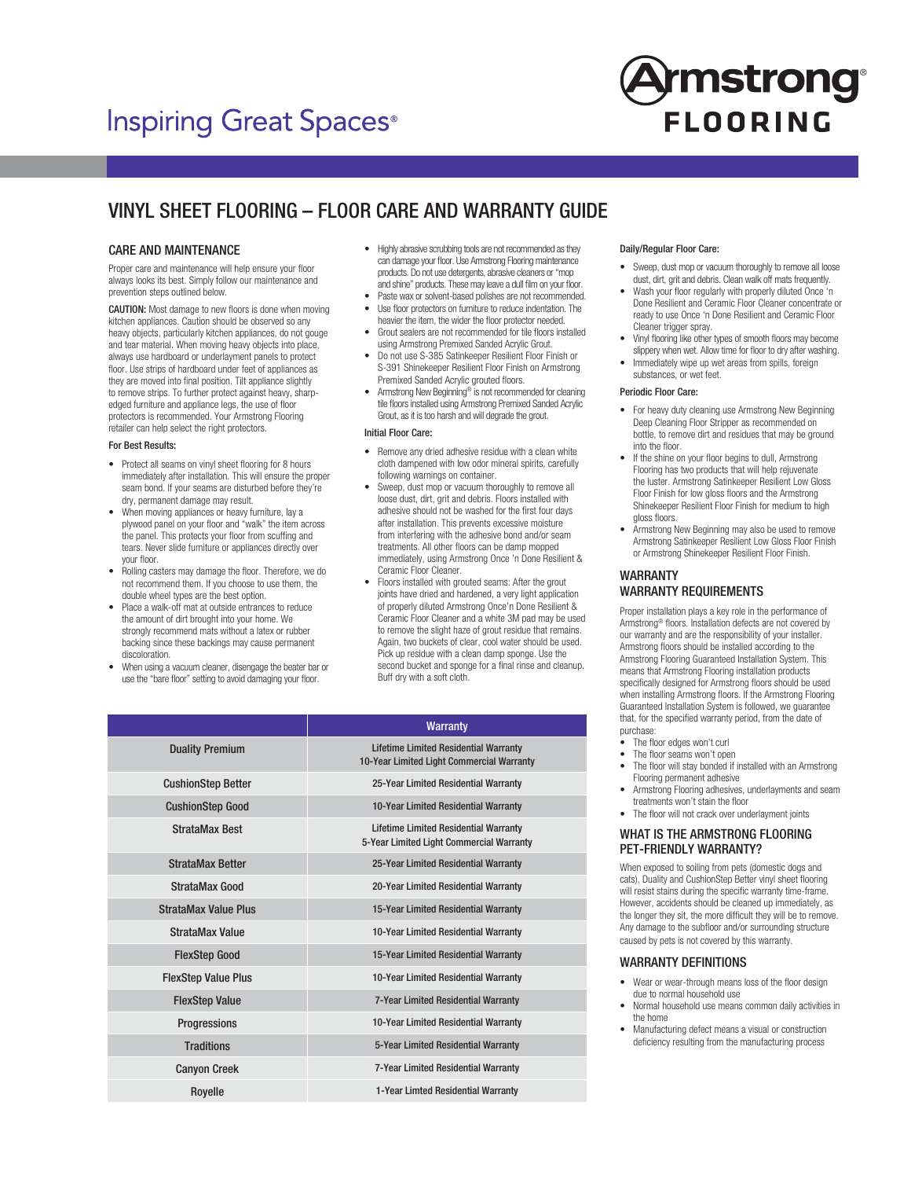Inspiring Great Spaces®

Armstrong® FLOORING

# VINYL SHEET FLOORING – FLOOR CARE AND WARRANTY GUIDE

## CARE AND MAINTENANCE

Proper floor care and maintenance will help ensure your floor always looks its best. Simply follow our maintenance and prevention steps outlined below.

**CAUTION:** Most damage to new floors is done when moving kitchen appliances. Caution should be observed so any heavy objects, particularly kitchen appliances, do not gouge and tear material. When moving heavy objects into place, always use hardboard or underlayment panels to protect floor. Use strips of hardboard under feet of appliances as they are moved into final position. Tilt appliance slightly to remove strips. To further protect against heavy, sharp-edged furniture and appliance legs, the use of floor protectors is recommended. Your Armstrong Flooring retailer can help select the right protectors.

### For Best Results:

- Protect all seams on vinyl sheet flooring for 8 hours immediately after installation. This will ensure the proper seam bond. If your seams are disturbed before they're dry, permanent damage may result.
- When moving appliances or heavy furniture, lay a plywood panel on your floor and "walk" the item across the panel. This protects your floor from scuffing and tears. Never slide furniture or appliances directly over your floor.
- Rolling casters may damage the floor. Therefore, we do not recommend them. If you choose to use them, the double wheel types are the best option.
- Place a walk-off mat at outside entrances to reduce the amount of dirt brought into your home. We strongly recommend mats without a latex or rubber backing since these backings may cause permanent discoloration.
- When using a vacuum cleaner, disengage the beater bar or use the "bare floor" setting to avoid damaging your floor.
- Highly abrasive scrubbing tools are not recommended as they can damage your floor. Use Armstrong Flooring maintenance products. Do not use detergents, abrasive cleaners or "mop and shine" products. These may leave a dull film on your floor.
- Paste wax or solvent-based polishes are not recommended.
- Use floor protectors on furniture to reduce indentation. The heavier the item, the wider the floor protector needed.
- Grout sealers are not recommended for tile floors installed using Armstrong Premixed Sanded Acrylic Grout.
- Do not use S-385 Satinkeeper Resilient Floor Finish or S-391 Shinekeeper Resilient Floor Finish on Armstrong Premixed Sanded Acrylic grouted floors.
- Armstrong New Beginning® is not recommended for cleaning tile floors installed using Armstrong Premixed Sanded Acrylic Grout, as it is too harsh and will degrade the grout.

### Initial Floor Care:

- Remove any dried adhesive residue with a clean white cloth dampened with low odor mineral spirits, carefully following warnings on container.
- Sweep, dust mop or vacuum thoroughly to remove all loose dust, dirt, grit and debris. Floors installed with adhesive should not be washed for the first four days after installation. This prevents excessive moisture from interfering with the adhesive bond and/or seam treatments. All other floors can be damp mopped immediately, using Armstrong Once 'n Done Resilient & Ceramic Floor Cleaner.
- Floors installed with grouted seams: After the grout joints have dried and hardened, a very light application of properly diluted Armstrong Once'n Done Resilient & Ceramic Floor Cleaner and a white 3M pad may be used to remove the slight haze of grout residue that remains. Again, two buckets of clear, cool water should be used. Pick up residue with a clean damp sponge. Use the second bucket and sponge for a final rinse and cleanup. Buff dry with a soft cloth.

### Daily/Regular Floor Care:

- Sweep, dust mop or vacuum thoroughly to remove all loose dust, dirt, grit and debris. Clean walk off mats frequently.
- Wash your floor regularly with properly diluted Once 'n Done Resilient and Ceramic Floor Cleaner concentrate or ready to use Once 'n Done Resilient and Ceramic Floor Cleaner trigger spray.
- Vinyl flooring like other types of smooth floors may become slippery when wet. Allow time for floor to dry after washing.
- Immediately wipe up wet areas from spills, foreign substances, or wet feet.

### Periodic Floor Care:

- For heavy duty cleaning use Armstrong New Beginning Deep Cleaning Floor Stripper as recommended on bottle, to remove dirt and residues that may be ground into the floor.
- If the shine on your floor begins to dull, Armstrong Flooring has two products that will help rejuvenate the luster. Armstrong Satinkeeper Resilient Low Gloss Floor Finish for low gloss floors and the Armstrong Shinekeeper Resilient Floor Finish for medium to high gloss floors.
- Armstrong New Beginning may also be used to remove Armstrong Satinkeeper Resilient Low Gloss Floor Finish or Armstrong Shinekeeper Resilient Floor Finish.

| | Warranty |
|---|---|
| Duality Premium | Lifetime Limited Residential Warranty<br>10-Year Limited Light Commercial Warranty |
| CushionStep Better | 25-Year Limited Residential Warranty |
| CushionStep Good | 10-Year Limited Residential Warranty |
| StrataMax Best | Lifetime Limited Residential Warranty<br>5-Year Limited Light Commercial Warranty |
| StrataMax Better | 25-Year Limited Residential Warranty |
| StrataMax Good | 20-Year Limited Residential Warranty |
| StrataMax Value Plus | 15-Year Limited Residential Warranty |
| StrataMax Value | 10-Year Limited Residential Warranty |
| FlexStep Good | 15-Year Limited Residential Warranty |
| FlexStep Value Plus | 10-Year Limited Residential Warranty |
| FlexStep Value | 7-Year Limited Residential Warranty |
| Progressions | 10-Year Limited Residential Warranty |
| Traditions | 5-Year Limited Residential Warranty |
| Canyon Creek | 7-Year Limited Residential Warranty |
| Royelle | 1-Year Limted Residential Warranty |

## WARRANTY

## WARRANTY REQUIREMENTS

Proper installation plays a key role in the performance of Armstrong® floors. Installation defects are not covered by our warranty and are the responsibility of your installer. Armstrong floors should be installed according to the Armstrong Flooring Guaranteed Installation System. This means that Armstrong Flooring installation products specifically designed for Armstrong floors should be used when installing Armstrong floors. If the Armstrong Flooring Guaranteed Installation System is followed, we guarantee that, for the specified warranty period, from the date of purchase:

- The floor edges won't curl
- The floor seams won't open
- The floor will stay bonded if installed with an Armstrong Flooring permanent adhesive
- Armstrong Flooring adhesives, underlayments and seam treatments won't stain the floor
- The floor will not crack over underlayment joints

## WHAT IS THE ARMSTRONG FLOORING PET-FRIENDLY WARRANTY?

When exposed to soiling from pets (domestic dogs and cats), Duality and CushionStep Better vinyl sheet flooring will resist stains during the specific warranty time-frame. However, accidents should be cleaned up immediately, as the longer they sit, the more difficult they will be to remove. Any damage to the subfloor and/or surrounding structure caused by pets is not covered by this warranty.

## WARRANTY DEFINITIONS

- Wear or wear-through means loss of the floor design due to normal household use
- Normal household use means common daily activities in the home
- Manufacturing defect means a visual or construction deficiency resulting from the manufacturing process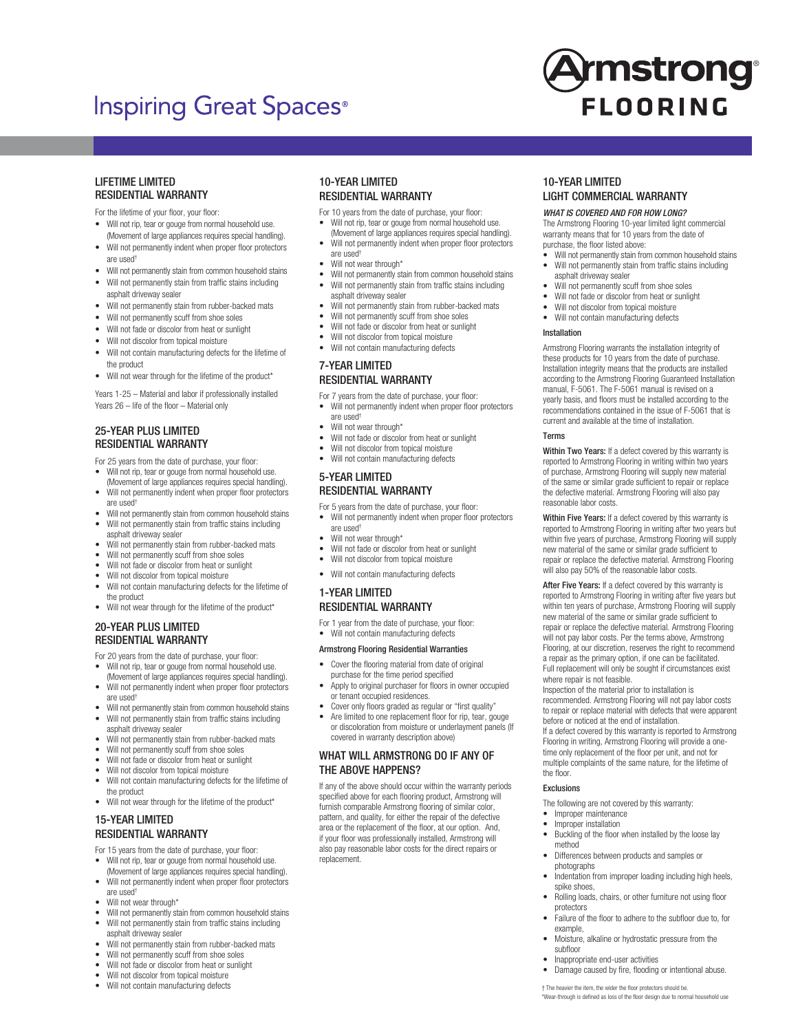Inspiring Great Spaces®

Armstrong FLOORING

## LIFETIME LIMITED RESIDENTIAL WARRANTY

For the lifetime of your floor, your floor:

- Will not rip, tear or gouge from normal household use. (Movement of large appliances requires special handling).
- Will not permanently indent when proper floor protectors are used†
- Will not permanently stain from common household stains
- Will not permanently stain from traffic stains including asphalt driveway sealer
- Will not permanently stain from rubber-backed mats
- Will not permanently scuff from shoe soles
- Will not fade or discolor from heat or sunlight
- Will not discolor from topical moisture
- Will not contain manufacturing defects for the lifetime of the product
- Will not wear through for the lifetime of the product*

Years 1-25 – Material and labor if professionally installed
Years 26 – life of the floor – Material only

## 25-YEAR PLUS LIMITED RESIDENTIAL WARRANTY

For 25 years from the date of purchase, your floor:

- Will not rip, tear or gouge from normal household use. (Movement of large appliances requires special handling).
- Will not permanently indent when proper floor protectors are used†
- Will not permanently stain from common household stains
- Will not permanently stain from traffic stains including asphalt driveway sealer
- Will not permanently stain from rubber-backed mats
- Will not permanently scuff from shoe soles
- Will not fade or discolor from heat or sunlight
- Will not discolor from topical moisture
- Will not contain manufacturing defects for the lifetime of the product
- Will not wear through for the lifetime of the product*

## 20-YEAR PLUS LIMITED RESIDENTIAL WARRANTY

For 20 years from the date of purchase, your floor:

- Will not rip, tear or gouge from normal household use. (Movement of large appliances requires special handling).
- Will not permanently indent when proper floor protectors are used†
- Will not permanently stain from common household stains
- Will not permanently stain from traffic stains including asphalt driveway sealer
- Will not permanently stain from rubber-backed mats
- Will not permanently scuff from shoe soles
- Will not fade or discolor from heat or sunlight
- Will not discolor from topical moisture
- Will not contain manufacturing defects for the lifetime of the product
- Will not wear through for the lifetime of the product*

## 15-YEAR LIMITED RESIDENTIAL WARRANTY

For 15 years from the date of purchase, your floor:

- Will not rip, tear or gouge from normal household use. (Movement of large appliances requires special handling).
- Will not permanently indent when proper floor protectors are used†
- Will not wear through*
- Will not permanently stain from common household stains
- Will not permanently stain from traffic stains including asphalt driveway sealer
- Will not permanently stain from rubber-backed mats
- Will not permanently scuff from shoe soles
- Will not fade or discolor from heat or sunlight
- Will not discolor from topical moisture
- Will not contain manufacturing defects

## 10-YEAR LIMITED RESIDENTIAL WARRANTY

For 10 years from the date of purchase, your floor:

- Will not rip, tear or gouge from normal household use. (Movement of large appliances requires special handling).
- Will not permanently indent when proper floor protectors are used†
- Will not wear through*
- Will not permanently stain from common household stains
- Will not permanently stain from traffic stains including asphalt driveway sealer
- Will not permanently stain from rubber-backed mats
- Will not permanently scuff from shoe soles
- Will not fade or discolor from heat or sunlight
- Will not discolor from topical moisture
- Will not contain manufacturing defects

## 7-YEAR LIMITED RESIDENTIAL WARRANTY

For 7 years from the date of purchase, your floor:

- Will not permanently indent when proper floor protectors are used†
- Will not wear through*
- Will not fade or discolor from heat or sunlight
- Will not discolor from topical moisture
- Will not contain manufacturing defects

## 5-YEAR LIMITED RESIDENTIAL WARRANTY

For 5 years from the date of purchase, your floor:

- Will not permanently indent when proper floor protectors are used†
- Will not wear through*
- Will not fade or discolor from heat or sunlight
- Will not discolor from topical moisture
- Will not contain manufacturing defects

## 1-YEAR LIMITED RESIDENTIAL WARRANTY

For 1 year from the date of purchase, your floor:

- Will not contain manufacturing defects

### Armstrong Flooring Residential Warranties

- Cover the flooring material from date of original purchase for the time period specified
- Apply to original purchaser for floors in owner occupied or tenant occupied residences.
- Cover only floors graded as regular or "first quality"
- Are limited to one replacement floor for rip, tear, gouge or discoloration from moisture or underlayment panels (If covered in warranty description above)

## WHAT WILL ARMSTRONG DO IF ANY OF THE ABOVE HAPPENS?

If any of the above should occur within the warranty periods specified above for each flooring product, Armstrong will furnish comparable Armstrong flooring of similar color, pattern, and quality, for either the repair of the defective area or the replacement of the floor, at our option. And, if your floor was professionally installed, Armstrong will also pay reasonable labor costs for the direct repairs or replacement.

## 10-YEAR LIMITED LIGHT COMMERCIAL WARRANTY

***WHAT IS COVERED AND FOR HOW LONG?***

The Armstrong Flooring 10-year limited light commercial warranty means that for 10 years from the date of purchase, the floor listed above:

- Will not permanently stain from common household stains
- Will not permanently stain from traffic stains including asphalt driveway sealer
- Will not permanently scuff from shoe soles
- Will not fade or discolor from heat or sunlight
- Will not discolor from topical moisture
- Will not contain manufacturing defects

### Installation

Armstrong Flooring warrants the installation integrity of these products for 10 years from the date of purchase. Installation integrity means that the products are installed according to the Armstrong Flooring Guaranteed Installation manual, F-5061. The F-5061 manual is revised on a yearly basis, and floors must be installed according to the recommendations contained in the issue of F-5061 that is current and available at the time of installation.

### Terms

**Within Two Years:** If a defect covered by this warranty is reported to Armstrong Flooring in writing within two years of purchase, Armstrong Flooring will supply new material of the same or similar grade sufficient to repair or replace the defective material. Armstrong Flooring will also pay reasonable labor costs.

**Within Five Years:** If a defect covered by this warranty is reported to Armstrong Flooring in writing after two years but within five years of purchase, Armstrong Flooring will supply new material of the same or similar grade sufficient to repair or replace the defective material. Armstrong Flooring will also pay 50% of the reasonable labor costs.

**After Five Years:** If a defect covered by this warranty is reported to Armstrong Flooring in writing after five years but within ten years of purchase, Armstrong Flooring will supply new material of the same or similar grade sufficient to repair or replace the defective material. Armstrong Flooring will not pay labor costs. Per the terms above, Armstrong Flooring, at our discretion, reserves the right to recommend a repair as the primary option, if one can be facilitated. Full replacement will only be sought if circumstances exist where repair is not feasible.

Inspection of the material prior to installation is recommended. Armstrong Flooring will not pay labor costs to repair or replace material with defects that were apparent before or noticed at the end of installation.

If a defect covered by this warranty is reported to Armstrong Flooring in writing, Armstrong Flooring will provide a one-time only replacement of the floor per unit, and not for multiple complaints of the same nature, for the lifetime of the floor.

### Exclusions

The following are not covered by this warranty:

- Improper maintenance
- Improper installation
- Buckling of the floor when installed by the loose lay method
- Differences between products and samples or photographs
- Indentation from improper loading including high heels, spike shoes,
- Rolling loads, chairs, or other furniture not using floor protectors
- Failure of the floor to adhere to the subfloor due to, for example,
- Moisture, alkaline or hydrostatic pressure from the subfloor
- Inappropriate end-user activities
- Damage caused by fire, flooding or intentional abuse.

† The heavier the item, the wider the floor protectors should be.
*Wear-through is defined as loss of the floor design due to normal household use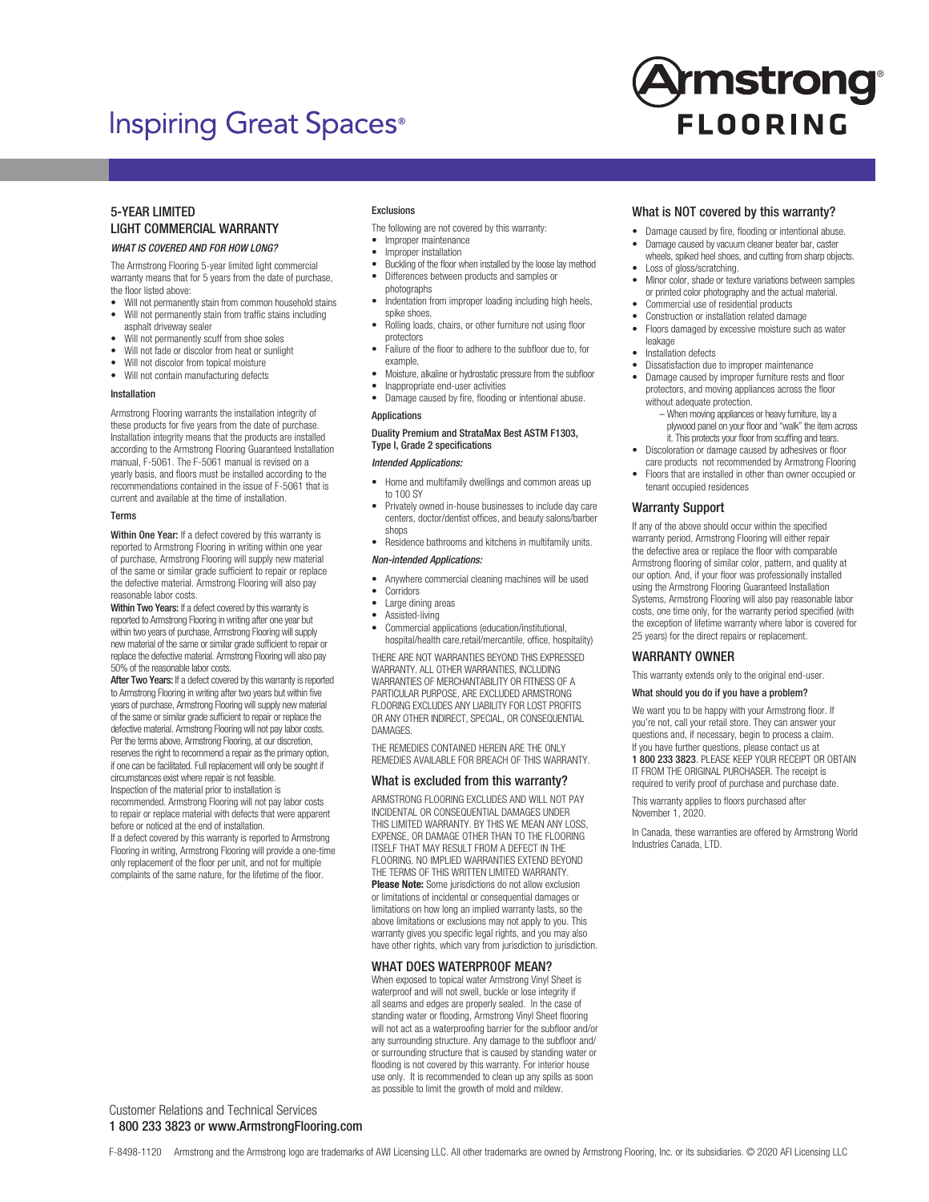Inspiring Great Spaces®

Armstrong FLOORING

## 5-YEAR LIMITED LIGHT COMMERCIAL WARRANTY

### *WHAT IS COVERED AND FOR HOW LONG?*

The Armstrong Flooring 5-year limited light commercial warranty means that for 5 years from the date of purchase, the floor listed above:

- Will not permanently stain from common household stains
- Will not permanently stain from traffic stains including asphalt driveway sealer
- Will not permanently scuff from shoe soles
- Will not fade or discolor from heat or sunlight
- Will not discolor from topical moisture
- Will not contain manufacturing defects

### Installation

Armstrong Flooring warrants the installation integrity of these products for five years from the date of purchase. Installation integrity means that the products are installed according to the Armstrong Flooring Guaranteed Installation manual, F-5061. The F-5061 manual is revised on a yearly basis, and floors must be installed according to the recommendations contained in the issue of F-5061 that is current and available at the time of installation.

### Terms

**Within One Year:** If a defect covered by this warranty is reported to Armstrong Flooring in writing within one year of purchase, Armstrong Flooring will supply new material of the same or similar grade sufficient to repair or replace the defective material. Armstrong Flooring will also pay reasonable labor costs.

**Within Two Years:** If a defect covered by this warranty is reported to Armstrong Flooring in writing after one year but within two years of purchase, Armstrong Flooring will supply new material of the same or similar grade sufficient to repair or replace the defective material. Armstrong Flooring will also pay 50% of the reasonable labor costs.

**After Two Years:** If a defect covered by this warranty is reported to Armstrong Flooring in writing after two years but within five years of purchase, Armstrong Flooring will supply new material of the same or similar grade sufficient to repair or replace the defective material. Armstrong Flooring will not pay labor costs. Per the terms above, Armstrong Flooring, at our discretion, reserves the right to recommend a repair as the primary option, if one can be facilitated. Full replacement will only be sought if circumstances exist where repair is not feasible.

Inspection of the material prior to installation is recommended. Armstrong Flooring will not pay labor costs to repair or replace material with defects that were apparent before or noticed at the end of installation.

If a defect covered by this warranty is reported to Armstrong Flooring in writing, Armstrong Flooring will provide a one-time only replacement of the floor per unit, and not for multiple complaints of the same nature, for the lifetime of the floor.

### Exclusions

The following are not covered by this warranty:

- Improper maintenance
- Improper installation
- Buckling of the floor when installed by the loose lay method
- Differences between products and samples or photographs
- Indentation from improper loading including high heels, spike shoes,
- Rolling loads, chairs, or other furniture not using floor protectors
- Failure of the floor to adhere to the subfloor due to, for example,
- Moisture, alkaline or hydrostatic pressure from the subfloor
- Inappropriate end-user activities
- Damage caused by fire, flooding or intentional abuse.

### Applications

**Duality Premium and StrataMax Best ASTM F1303, Type I, Grade 2 specifications**

*Intended Applications:*

- Home and multifamily dwellings and common areas up to 100 SY
- Privately owned in-house businesses to include day care centers, doctor/dentist offices, and beauty salons/barber shops
- Residence bathrooms and kitchens in multifamily units.

*Non-intended Applications:*

- Anywhere commercial cleaning machines will be used
- Corridors
- Large dining areas
- Assisted-living
- Commercial applications (education/institutional, hospital/health care,retail/mercantile, office, hospitality)

THERE ARE NOT WARRANTIES BEYOND THIS EXPRESSED WARRANTY. ALL OTHER WARRANTIES, INCLUDING WARRANTIES OF MERCHANTABILITY OR FITNESS OF A PARTICULAR PURPOSE, ARE EXCLUDED ARMSTRONG FLOORING EXCLUDES ANY LIABILITY FOR LOST PROFITS OR ANY OTHER INDIRECT, SPECIAL, OR CONSEQUENTIAL DAMAGES.

THE REMEDIES CONTAINED HEREIN ARE THE ONLY REMEDIES AVAILABLE FOR BREACH OF THIS WARRANTY.

## What is excluded from this warranty?

ARMSTRONG FLOORING EXCLUDES AND WILL NOT PAY INCIDENTAL OR CONSEQUENTIAL DAMAGES UNDER THIS LIMITED WARRANTY. BY THIS WE MEAN ANY LOSS, EXPENSE, OR DAMAGE OTHER THAN TO THE FLOORING ITSELF THAT MAY RESULT FROM A DEFECT IN THE FLOORING. NO IMPLIED WARRANTIES EXTEND BEYOND THE TERMS OF THIS WRITTEN LIMITED WARRANTY.

**Please Note:** Some jurisdictions do not allow exclusion or limitations of incidental or consequential damages or limitations on how long an implied warranty lasts, so the above limitations or exclusions may not apply to you. This warranty gives you specific legal rights, and you may also have other rights, which vary from jurisdiction to jurisdiction.

## WHAT DOES WATERPROOF MEAN?

When exposed to topical water Armstrong Vinyl Sheet is waterproof and will not swell, buckle or lose integrity if all seams and edges are properly sealed. In the case of standing water or flooding, Armstrong Vinyl Sheet flooring will not act as a waterproofing barrier for the subfloor and/or any surrounding structure. Any damage to the subfloor and/ or surrounding structure that is caused by standing water or flooding is not covered by this warranty. For interior house use only. It is recommended to clean up any spills as soon as possible to limit the growth of mold and mildew.

## What is NOT covered by this warranty?

- Damage caused by fire, flooding or intentional abuse.
- Damage caused by vacuum cleaner beater bar, caster wheels, spiked heel shoes, and cutting from sharp objects.
- Loss of gloss/scratching.
- Minor color, shade or texture variations between samples or printed color photography and the actual material.
- Commercial use of residential products
- Construction or installation related damage
- Floors damaged by excessive moisture such as water leakage
- Installation defects
- Dissatisfaction due to improper maintenance
- Damage caused by improper furniture rests and floor protectors, and moving appliances across the floor without adequate protection.
  - When moving appliances or heavy furniture, lay a plywood panel on your floor and "walk" the item across it. This protects your floor from scuffing and tears.
- Discoloration or damage caused by adhesives or floor care products not recommended by Armstrong Flooring
- Floors that are installed in other than owner occupied or tenant occupied residences

## Warranty Support

If any of the above should occur within the specified warranty period, Armstrong Flooring will either repair the defective area or replace the floor with comparable Armstrong flooring of similar color, pattern, and quality at our option. And, if your floor was professionally installed using the Armstrong Flooring Guaranteed Installation Systems, Armstrong Flooring will also pay reasonable labor costs, one time only, for the warranty period specified (with the exception of lifetime warranty where labor is covered for 25 years) for the direct repairs or replacement.

## WARRANTY OWNER

This warranty extends only to the original end-user.

### What should you do if you have a problem?

We want you to be happy with your Armstrong floor. If you're not, call your retail store. They can answer your questions and, if necessary, begin to process a claim. If you have further questions, please contact us at **1 800 233 3823**. PLEASE KEEP YOUR RECEIPT OR OBTAIN IT FROM THE ORIGINAL PURCHASER. The receipt is required to verify proof of purchase and purchase date.

This warranty applies to floors purchased after November 1, 2020.

In Canada, these warranties are offered by Armstrong World Industries Canada, LTD.

Customer Relations and Technical Services
**1 800 233 3823 or www.ArmstrongFlooring.com**

F-8498-1120 Armstrong and the Armstrong logo are trademarks of AWI Licensing LLC. All other trademarks are owned by Armstrong Flooring, Inc. or its subsidiaries. © 2020 AFI Licensing LLC